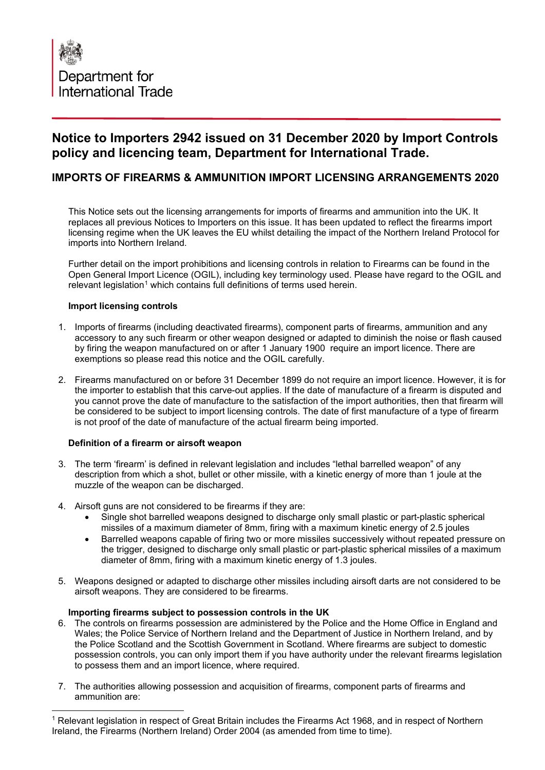Department for International Trade

# Notice to Importers 2942 issued on 31 December 2020 by Import Controls policy and licencing team, Department for International Trade.

## IMPORTS OF FIREARMS & AMMUNITION IMPORT LICENSING ARRANGEMENTS 2020

This Notice sets out the licensing arrangements for imports of firearms and ammunition into the UK. It replaces all previous Notices to Importers on this issue. It has been updated to reflect the firearms import licensing regime when the UK leaves the EU whilst detailing the impact of the Northern Ireland Protocol for imports into Northern Ireland.

Further detail on the import prohibitions and licensing controls in relation to Firearms can be found in the Open General Import Licence (OGIL), including key terminology used. Please have regard to the OGIL and relevant legislation[1] which contains full definitions of terms used herein.

### Import licensing controls

1. Imports of firearms (including deactivated firearms), component parts of firearms, ammunition and any accessory to any such firearm or other weapon designed or adapted to diminish the noise or flash caused by firing the weapon manufactured on or after 1 January 1900 require an import licence. There are exemptions so please read this notice and the OGIL carefully.

2. Firearms manufactured on or before 31 December 1899 do not require an import licence. However, it is for the importer to establish that this carve-out applies. If the date of manufacture of a firearm is disputed and you cannot prove the date of manufacture to the satisfaction of the import authorities, then that firearm will be considered to be subject to import licensing controls. The date of first manufacture of a type of firearm is not proof of the date of manufacture of the actual firearm being imported.

### Definition of a firearm or airsoft weapon

3. The term 'firearm' is defined in relevant legislation and includes "lethal barrelled weapon" of any description from which a shot, bullet or other missile, with a kinetic energy of more than 1 joule at the muzzle of the weapon can be discharged.

4. Airsoft guns are not considered to be firearms if they are:
   - Single shot barrelled weapons designed to discharge only small plastic or part-plastic spherical missiles of a maximum diameter of 8mm, firing with a maximum kinetic energy of 2.5 joules
   - Barrelled weapons capable of firing two or more missiles successively without repeated pressure on the trigger, designed to discharge only small plastic or part-plastic spherical missiles of a maximum diameter of 8mm, firing with a maximum kinetic energy of 1.3 joules.

5. Weapons designed or adapted to discharge other missiles including airsoft darts are not considered to be airsoft weapons. They are considered to be firearms.

### Importing firearms subject to possession controls in the UK

6. The controls on firearms possession are administered by the Police and the Home Office in England and Wales; the Police Service of Northern Ireland and the Department of Justice in Northern Ireland, and by the Police Scotland and the Scottish Government in Scotland. Where firearms are subject to domestic possession controls, you can only import them if you have authority under the relevant firearms legislation to possess them and an import licence, where required.

7. The authorities allowing possession and acquisition of firearms, component parts of firearms and ammunition are:

[1] Relevant legislation in respect of Great Britain includes the Firearms Act 1968, and in respect of Northern Ireland, the Firearms (Northern Ireland) Order 2004 (as amended from time to time).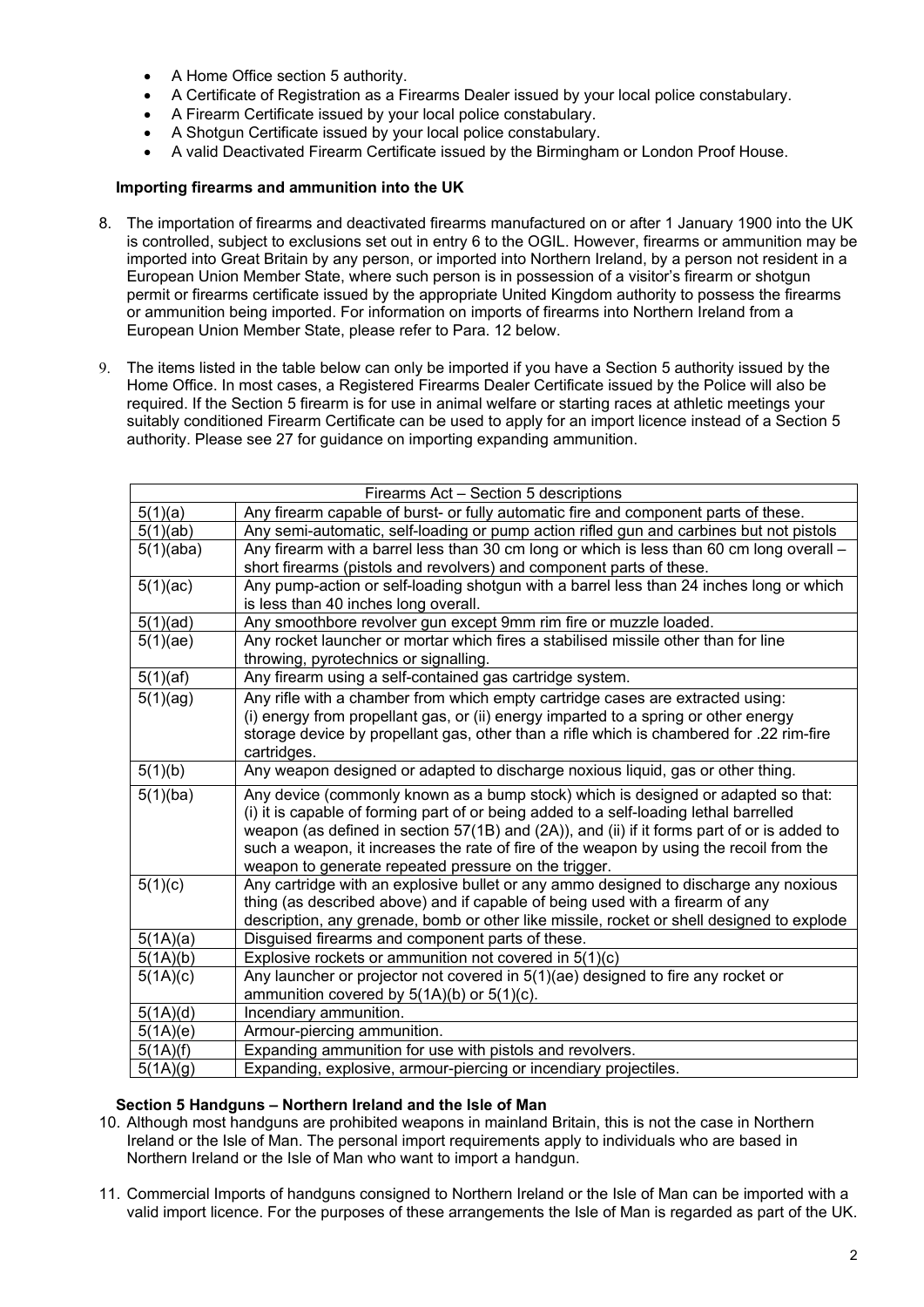- A Home Office section 5 authority.
- A Certificate of Registration as a Firearms Dealer issued by your local police constabulary.
- A Firearm Certificate issued by your local police constabulary.
- A Shotgun Certificate issued by your local police constabulary.
- A valid Deactivated Firearm Certificate issued by the Birmingham or London Proof House.

### Importing firearms and ammunition into the UK

8. The importation of firearms and deactivated firearms manufactured on or after 1 January 1900 into the UK is controlled, subject to exclusions set out in entry 6 to the OGIL. However, firearms or ammunition may be imported into Great Britain by any person, or imported into Northern Ireland, by a person not resident in a European Union Member State, where such person is in possession of a visitor's firearm or shotgun permit or firearms certificate issued by the appropriate United Kingdom authority to possess the firearms or ammunition being imported. For information on imports of firearms into Northern Ireland from a European Union Member State, please refer to Para. 12 below.

9. The items listed in the table below can only be imported if you have a Section 5 authority issued by the Home Office. In most cases, a Registered Firearms Dealer Certificate issued by the Police will also be required. If the Section 5 firearm is for use in animal welfare or starting races at athletic meetings your suitably conditioned Firearm Certificate can be used to apply for an import licence instead of a Section 5 authority. Please see 27 for guidance on importing expanding ammunition.

| Firearms Act – Section 5 descriptions | |
|---|---|
| 5(1)(a) | Any firearm capable of burst- or fully automatic fire and component parts of these. |
| 5(1)(ab) | Any semi-automatic, self-loading or pump action rifled gun and carbines but not pistols |
| 5(1)(aba) | Any firearm with a barrel less than 30 cm long or which is less than 60 cm long overall – short firearms (pistols and revolvers) and component parts of these. |
| 5(1)(ac) | Any pump-action or self-loading shotgun with a barrel less than 24 inches long or which is less than 40 inches long overall. |
| 5(1)(ad) | Any smoothbore revolver gun except 9mm rim fire or muzzle loaded. |
| 5(1)(ae) | Any rocket launcher or mortar which fires a stabilised missile other than for line throwing, pyrotechnics or signalling. |
| 5(1)(af) | Any firearm using a self-contained gas cartridge system. |
| 5(1)(ag) | Any rifle with a chamber from which empty cartridge cases are extracted using: (i) energy from propellant gas, or (ii) energy imparted to a spring or other energy storage device by propellant gas, other than a rifle which is chambered for .22 rim-fire cartridges. |
| 5(1)(b) | Any weapon designed or adapted to discharge noxious liquid, gas or other thing. |
| 5(1)(ba) | Any device (commonly known as a bump stock) which is designed or adapted so that: (i) it is capable of forming part of or being added to a self-loading lethal barrelled weapon (as defined in section 57(1B) and (2A)), and (ii) if it forms part of or is added to such a weapon, it increases the rate of fire of the weapon by using the recoil from the weapon to generate repeated pressure on the trigger. |
| 5(1)(c) | Any cartridge with an explosive bullet or any ammo designed to discharge any noxious thing (as described above) and if capable of being used with a firearm of any description, any grenade, bomb or other like missile, rocket or shell designed to explode |
| 5(1A)(a) | Disguised firearms and component parts of these. |
| 5(1A)(b) | Explosive rockets or ammunition not covered in 5(1)(c) |
| 5(1A)(c) | Any launcher or projector not covered in 5(1)(ae) designed to fire any rocket or ammunition covered by 5(1A)(b) or 5(1)(c). |
| 5(1A)(d) | Incendiary ammunition. |
| 5(1A)(e) | Armour-piercing ammunition. |
| 5(1A)(f) | Expanding ammunition for use with pistols and revolvers. |
| 5(1A)(g) | Expanding, explosive, armour-piercing or incendiary projectiles. |

### Section 5 Handguns – Northern Ireland and the Isle of Man

10. Although most handguns are prohibited weapons in mainland Britain, this is not the case in Northern Ireland or the Isle of Man. The personal import requirements apply to individuals who are based in Northern Ireland or the Isle of Man who want to import a handgun.

11. Commercial Imports of handguns consigned to Northern Ireland or the Isle of Man can be imported with a valid import licence. For the purposes of these arrangements the Isle of Man is regarded as part of the UK.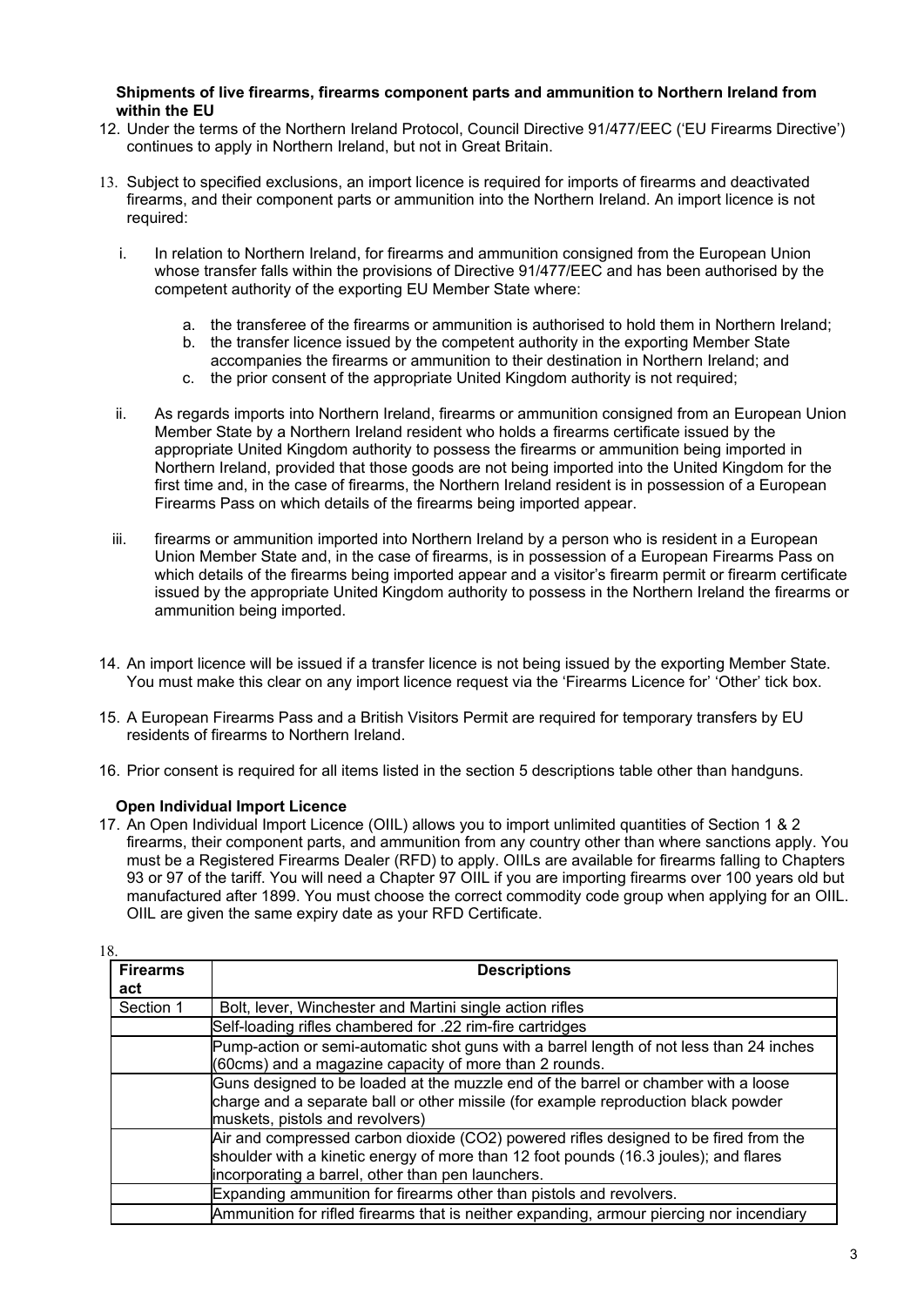### Shipments of live firearms, firearms component parts and ammunition to Northern Ireland from within the EU

12. Under the terms of the Northern Ireland Protocol, Council Directive 91/477/EEC ('EU Firearms Directive') continues to apply in Northern Ireland, but not in Great Britain.

13. Subject to specified exclusions, an import licence is required for imports of firearms and deactivated firearms, and their component parts or ammunition into the Northern Ireland. An import licence is not required:

    i. In relation to Northern Ireland, for firearms and ammunition consigned from the European Union whose transfer falls within the provisions of Directive 91/477/EEC and has been authorised by the competent authority of the exporting EU Member State where:

       a. the transferee of the firearms or ammunition is authorised to hold them in Northern Ireland;
       b. the transfer licence issued by the competent authority in the exporting Member State accompanies the firearms or ammunition to their destination in Northern Ireland; and
       c. the prior consent of the appropriate United Kingdom authority is not required;

    ii. As regards imports into Northern Ireland, firearms or ammunition consigned from an European Union Member State by a Northern Ireland resident who holds a firearms certificate issued by the appropriate United Kingdom authority to possess the firearms or ammunition being imported in Northern Ireland, provided that those goods are not being imported into the United Kingdom for the first time and, in the case of firearms, the Northern Ireland resident is in possession of a European Firearms Pass on which details of the firearms being imported appear.

    iii. firearms or ammunition imported into Northern Ireland by a person who is resident in a European Union Member State and, in the case of firearms, is in possession of a European Firearms Pass on which details of the firearms being imported appear and a visitor's firearm permit or firearm certificate issued by the appropriate United Kingdom authority to possess in the Northern Ireland the firearms or ammunition being imported.

14. An import licence will be issued if a transfer licence is not being issued by the exporting Member State. You must make this clear on any import licence request via the 'Firearms Licence for' 'Other' tick box.

15. A European Firearms Pass and a British Visitors Permit are required for temporary transfers by EU residents of firearms to Northern Ireland.

16. Prior consent is required for all items listed in the section 5 descriptions table other than handguns.

### Open Individual Import Licence

17. An Open Individual Import Licence (OIIL) allows you to import unlimited quantities of Section 1 & 2 firearms, their component parts, and ammunition from any country other than where sanctions apply. You must be a Registered Firearms Dealer (RFD) to apply. OIILs are available for firearms falling to Chapters 93 or 97 of the tariff. You will need a Chapter 97 OIIL if you are importing firearms over 100 years old but manufactured after 1899. You must choose the correct commodity code group when applying for an OIIL. OIIL are given the same expiry date as your RFD Certificate.

18.

| Firearms act | Descriptions |
|---|---|
| Section 1 | Bolt, lever, Winchester and Martini single action rifles |
| | Self-loading rifles chambered for .22 rim-fire cartridges |
| | Pump-action or semi-automatic shot guns with a barrel length of not less than 24 inches (60cms) and a magazine capacity of more than 2 rounds. |
| | Guns designed to be loaded at the muzzle end of the barrel or chamber with a loose charge and a separate ball or other missile (for example reproduction black powder muskets, pistols and revolvers) |
| | Air and compressed carbon dioxide ($CO_2$) powered rifles designed to be fired from the shoulder with a kinetic energy of more than 12 foot pounds (16.3 joules); and flares incorporating a barrel, other than pen launchers. |
| | Expanding ammunition for firearms other than pistols and revolvers. |
| | Ammunition for rifled firearms that is neither expanding, armour piercing nor incendiary |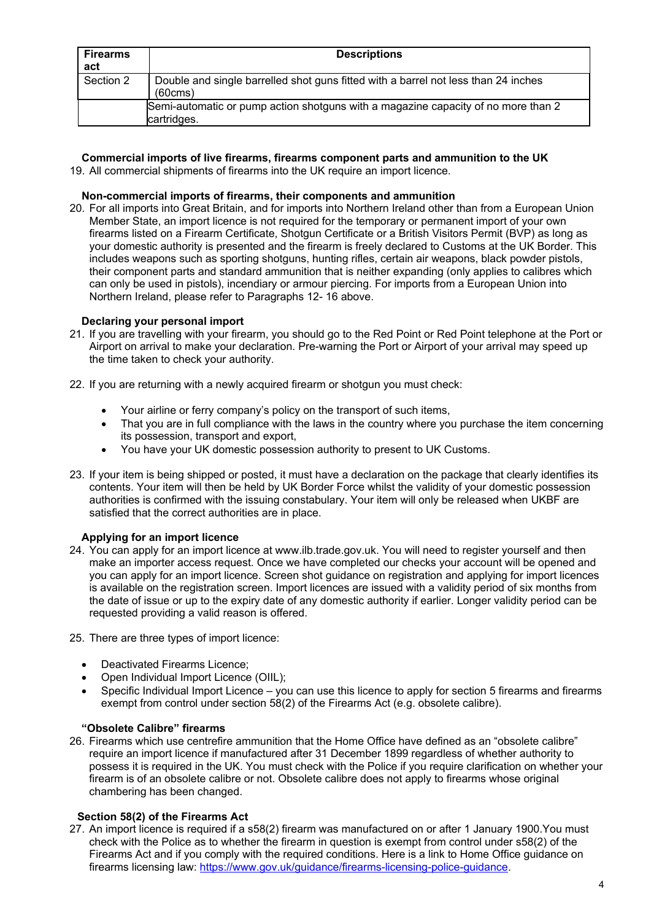| Firearms act | Descriptions |
|---|---|
| Section 2 | Double and single barrelled shot guns fitted with a barrel not less than 24 inches (60cms) |
| | Semi-automatic or pump action shotguns with a magazine capacity of no more than 2 cartridges. |

**Commercial imports of live firearms, firearms component parts and ammunition to the UK**

19. All commercial shipments of firearms into the UK require an import licence.

**Non-commercial imports of firearms, their components and ammunition**

20. For all imports into Great Britain, and for imports into Northern Ireland other than from a European Union Member State, an import licence is not required for the temporary or permanent import of your own firearms listed on a Firearm Certificate, Shotgun Certificate or a British Visitors Permit (BVP) as long as your domestic authority is presented and the firearm is freely declared to Customs at the UK Border. This includes weapons such as sporting shotguns, hunting rifles, certain air weapons, black powder pistols, their component parts and standard ammunition that is neither expanding (only applies to calibres which can only be used in pistols), incendiary or armour piercing. For imports from a European Union into Northern Ireland, please refer to Paragraphs 12- 16 above.

**Declaring your personal import**

21. If you are travelling with your firearm, you should go to the Red Point or Red Point telephone at the Port or Airport on arrival to make your declaration. Pre-warning the Port or Airport of your arrival may speed up the time taken to check your authority.

22. If you are returning with a newly acquired firearm or shotgun you must check:

    - Your airline or ferry company's policy on the transport of such items,
    - That you are in full compliance with the laws in the country where you purchase the item concerning its possession, transport and export,
    - You have your UK domestic possession authority to present to UK Customs.

23. If your item is being shipped or posted, it must have a declaration on the package that clearly identifies its contents. Your item will then be held by UK Border Force whilst the validity of your domestic possession authorities is confirmed with the issuing constabulary. Your item will only be released when UKBF are satisfied that the correct authorities are in place.

**Applying for an import licence**

24. You can apply for an import licence at www.ilb.trade.gov.uk. You will need to register yourself and then make an importer access request. Once we have completed our checks your account will be opened and you can apply for an import licence. Screen shot guidance on registration and applying for import licences is available on the registration screen. Import licences are issued with a validity period of six months from the date of issue or up to the expiry date of any domestic authority if earlier. Longer validity period can be requested providing a valid reason is offered.

25. There are three types of import licence:

    - Deactivated Firearms Licence;
    - Open Individual Import Licence (OIIL);
    - Specific Individual Import Licence – you can use this licence to apply for section 5 firearms and firearms exempt from control under section 58(2) of the Firearms Act (e.g. obsolete calibre).

**"Obsolete Calibre" firearms**

26. Firearms which use centrefire ammunition that the Home Office have defined as an "obsolete calibre" require an import licence if manufactured after 31 December 1899 regardless of whether authority to possess it is required in the UK. You must check with the Police if you require clarification on whether your firearm is of an obsolete calibre or not. Obsolete calibre does not apply to firearms whose original chambering has been changed.

**Section 58(2) of the Firearms Act**

27. An import licence is required if a s58(2) firearm was manufactured on or after 1 January 1900.You must check with the Police as to whether the firearm in question is exempt from control under s58(2) of the Firearms Act and if you comply with the required conditions. Here is a link to Home Office guidance on firearms licensing law: https://www.gov.uk/guidance/firearms-licensing-police-guidance.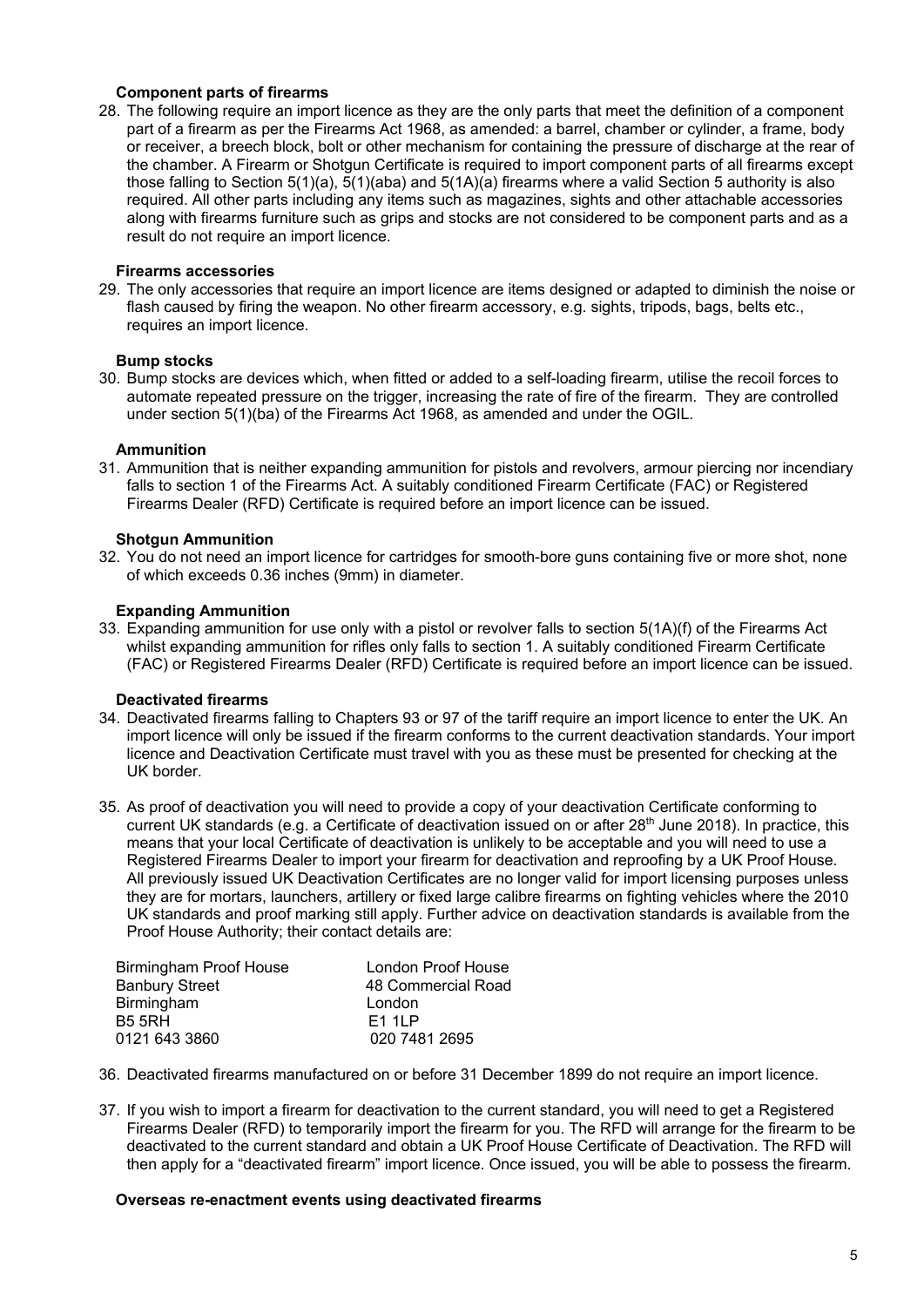### Component parts of firearms

28. The following require an import licence as they are the only parts that meet the definition of a component part of a firearm as per the Firearms Act 1968, as amended: a barrel, chamber or cylinder, a frame, body or receiver, a breech block, bolt or other mechanism for containing the pressure of discharge at the rear of the chamber. A Firearm or Shotgun Certificate is required to import component parts of all firearms except those falling to Section 5(1)(a), 5(1)(aba) and 5(1A)(a) firearms where a valid Section 5 authority is also required. All other parts including any items such as magazines, sights and other attachable accessories along with firearms furniture such as grips and stocks are not considered to be component parts and as a result do not require an import licence.

### Firearms accessories

29. The only accessories that require an import licence are items designed or adapted to diminish the noise or flash caused by firing the weapon. No other firearm accessory, e.g. sights, tripods, bags, belts etc., requires an import licence.

### Bump stocks

30. Bump stocks are devices which, when fitted or added to a self-loading firearm, utilise the recoil forces to automate repeated pressure on the trigger, increasing the rate of fire of the firearm. They are controlled under section 5(1)(ba) of the Firearms Act 1968, as amended and under the OGIL.

### Ammunition

31. Ammunition that is neither expanding ammunition for pistols and revolvers, armour piercing nor incendiary falls to section 1 of the Firearms Act. A suitably conditioned Firearm Certificate (FAC) or Registered Firearms Dealer (RFD) Certificate is required before an import licence can be issued.

### Shotgun Ammunition

32. You do not need an import licence for cartridges for smooth-bore guns containing five or more shot, none of which exceeds 0.36 inches (9mm) in diameter.

### Expanding Ammunition

33. Expanding ammunition for use only with a pistol or revolver falls to section 5(1A)(f) of the Firearms Act whilst expanding ammunition for rifles only falls to section 1. A suitably conditioned Firearm Certificate (FAC) or Registered Firearms Dealer (RFD) Certificate is required before an import licence can be issued.

### Deactivated firearms

34. Deactivated firearms falling to Chapters 93 or 97 of the tariff require an import licence to enter the UK. An import licence will only be issued if the firearm conforms to the current deactivation standards. Your import licence and Deactivation Certificate must travel with you as these must be presented for checking at the UK border.

35. As proof of deactivation you will need to provide a copy of your deactivation Certificate conforming to current UK standards (e.g. a Certificate of deactivation issued on or after 28th June 2018). In practice, this means that your local Certificate of deactivation is unlikely to be acceptable and you will need to use a Registered Firearms Dealer to import your firearm for deactivation and reproofing by a UK Proof House. All previously issued UK Deactivation Certificates are no longer valid for import licensing purposes unless they are for mortars, launchers, artillery or fixed large calibre firearms on fighting vehicles where the 2010 UK standards and proof marking still apply. Further advice on deactivation standards is available from the Proof House Authority; their contact details are:

| Birmingham Proof House | London Proof House |
|---|---|
| Banbury Street | 48 Commercial Road |
| Birmingham | London |
| B5 5RH | E1 1LP |
| 0121 643 3860 | 020 7481 2695 |

36. Deactivated firearms manufactured on or before 31 December 1899 do not require an import licence.

37. If you wish to import a firearm for deactivation to the current standard, you will need to get a Registered Firearms Dealer (RFD) to temporarily import the firearm for you. The RFD will arrange for the firearm to be deactivated to the current standard and obtain a UK Proof House Certificate of Deactivation. The RFD will then apply for a "deactivated firearm" import licence. Once issued, you will be able to possess the firearm.

### Overseas re-enactment events using deactivated firearms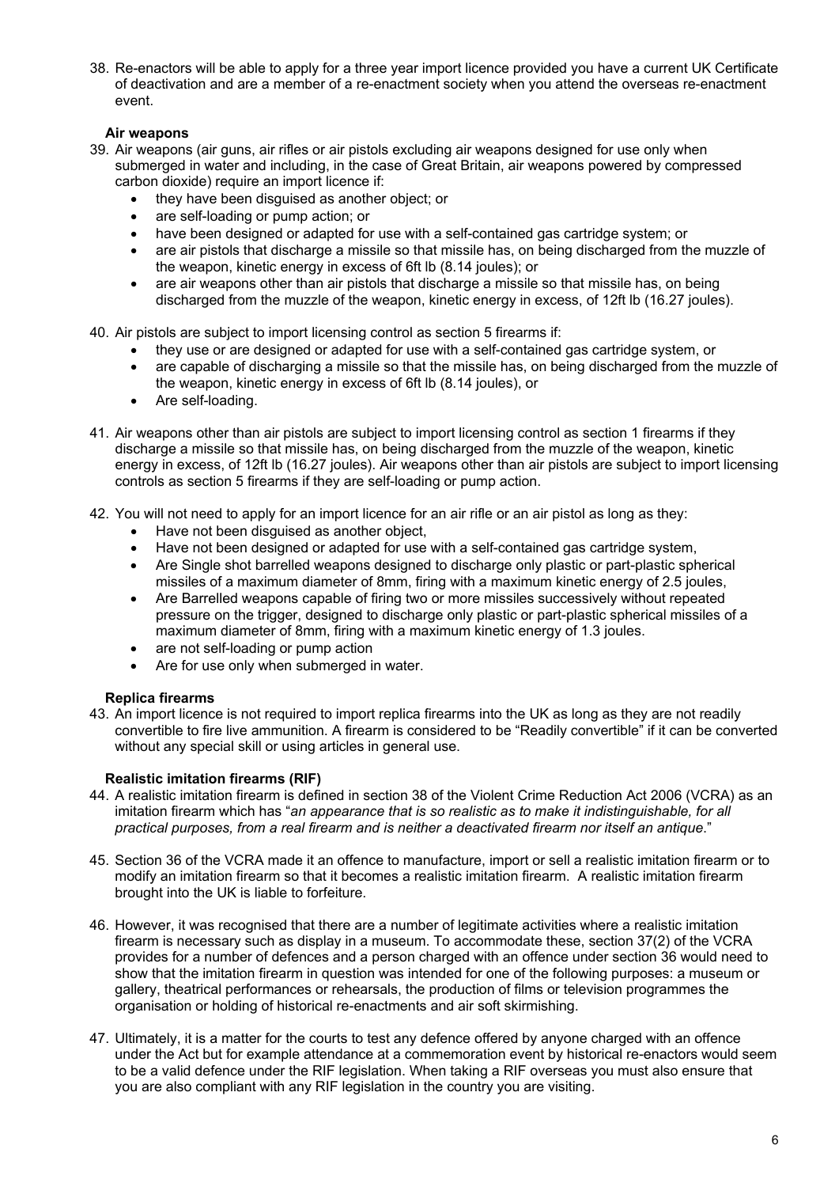38. Re-enactors will be able to apply for a three year import licence provided you have a current UK Certificate of deactivation and are a member of a re-enactment society when you attend the overseas re-enactment event.

### Air weapons

39. Air weapons (air guns, air rifles or air pistols excluding air weapons designed for use only when submerged in water and including, in the case of Great Britain, air weapons powered by compressed carbon dioxide) require an import licence if:
    - they have been disguised as another object; or
    - are self-loading or pump action; or
    - have been designed or adapted for use with a self-contained gas cartridge system; or
    - are air pistols that discharge a missile so that missile has, on being discharged from the muzzle of the weapon, kinetic energy in excess of 6ft lb (8.14 joules); or
    - are air weapons other than air pistols that discharge a missile so that missile has, on being discharged from the muzzle of the weapon, kinetic energy in excess, of 12ft lb (16.27 joules).

40. Air pistols are subject to import licensing control as section 5 firearms if:
    - they use or are designed or adapted for use with a self-contained gas cartridge system, or
    - are capable of discharging a missile so that the missile has, on being discharged from the muzzle of the weapon, kinetic energy in excess of 6ft lb (8.14 joules), or
    - Are self-loading.

41. Air weapons other than air pistols are subject to import licensing control as section 1 firearms if they discharge a missile so that missile has, on being discharged from the muzzle of the weapon, kinetic energy in excess, of 12ft lb (16.27 joules). Air weapons other than air pistols are subject to import licensing controls as section 5 firearms if they are self-loading or pump action.

42. You will not need to apply for an import licence for an air rifle or an air pistol as long as they:
    - Have not been disguised as another object,
    - Have not been designed or adapted for use with a self-contained gas cartridge system,
    - Are Single shot barrelled weapons designed to discharge only plastic or part-plastic spherical missiles of a maximum diameter of 8mm, firing with a maximum kinetic energy of 2.5 joules,
    - Are Barrelled weapons capable of firing two or more missiles successively without repeated pressure on the trigger, designed to discharge only plastic or part-plastic spherical missiles of a maximum diameter of 8mm, firing with a maximum kinetic energy of 1.3 joules.
    - are not self-loading or pump action
    - Are for use only when submerged in water.

### Replica firearms

43. An import licence is not required to import replica firearms into the UK as long as they are not readily convertible to fire live ammunition. A firearm is considered to be "Readily convertible" if it can be converted without any special skill or using articles in general use.

### Realistic imitation firearms (RIF)

44. A realistic imitation firearm is defined in section 38 of the Violent Crime Reduction Act 2006 (VCRA) as an imitation firearm which has "*an appearance that is so realistic as to make it indistinguishable, for all practical purposes, from a real firearm and is neither a deactivated firearm nor itself an antique*."

45. Section 36 of the VCRA made it an offence to manufacture, import or sell a realistic imitation firearm or to modify an imitation firearm so that it becomes a realistic imitation firearm. A realistic imitation firearm brought into the UK is liable to forfeiture.

46. However, it was recognised that there are a number of legitimate activities where a realistic imitation firearm is necessary such as display in a museum. To accommodate these, section 37(2) of the VCRA provides for a number of defences and a person charged with an offence under section 36 would need to show that the imitation firearm in question was intended for one of the following purposes: a museum or gallery, theatrical performances or rehearsals, the production of films or television programmes the organisation or holding of historical re-enactments and air soft skirmishing.

47. Ultimately, it is a matter for the courts to test any defence offered by anyone charged with an offence under the Act but for example attendance at a commemoration event by historical re-enactors would seem to be a valid defence under the RIF legislation. When taking a RIF overseas you must also ensure that you are also compliant with any RIF legislation in the country you are visiting.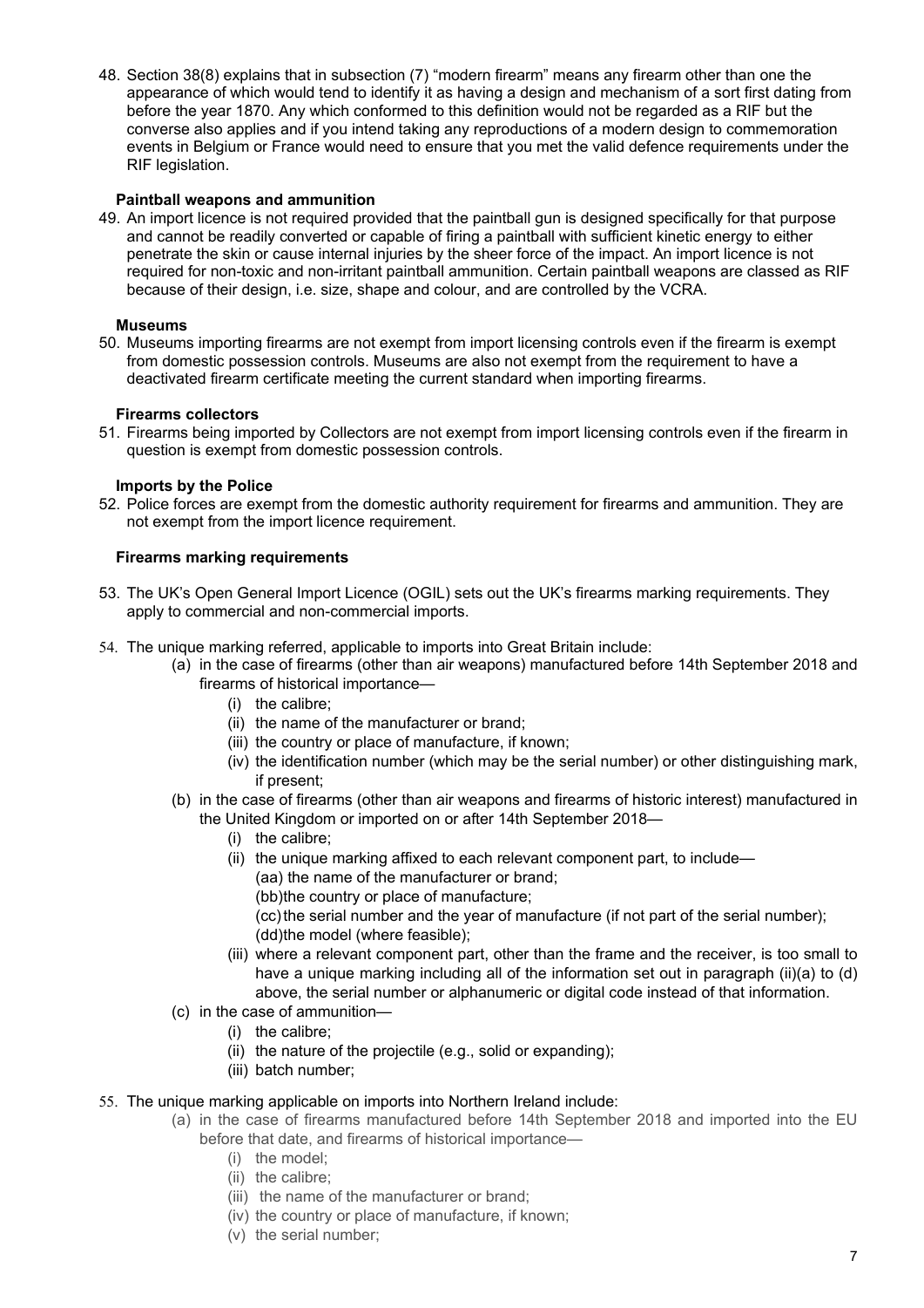48. Section 38(8) explains that in subsection (7) "modern firearm" means any firearm other than one the appearance of which would tend to identify it as having a design and mechanism of a sort first dating from before the year 1870. Any which conformed to this definition would not be regarded as a RIF but the converse also applies and if you intend taking any reproductions of a modern design to commemoration events in Belgium or France would need to ensure that you met the valid defence requirements under the RIF legislation.

**Paintball weapons and ammunition**

49. An import licence is not required provided that the paintball gun is designed specifically for that purpose and cannot be readily converted or capable of firing a paintball with sufficient kinetic energy to either penetrate the skin or cause internal injuries by the sheer force of the impact. An import licence is not required for non-toxic and non-irritant paintball ammunition. Certain paintball weapons are classed as RIF because of their design, i.e. size, shape and colour, and are controlled by the VCRA.

**Museums**

50. Museums importing firearms are not exempt from import licensing controls even if the firearm is exempt from domestic possession controls. Museums are also not exempt from the requirement to have a deactivated firearm certificate meeting the current standard when importing firearms.

**Firearms collectors**

51. Firearms being imported by Collectors are not exempt from import licensing controls even if the firearm in question is exempt from domestic possession controls.

**Imports by the Police**

52. Police forces are exempt from the domestic authority requirement for firearms and ammunition. They are not exempt from the import licence requirement.

**Firearms marking requirements**

53. The UK's Open General Import Licence (OGIL) sets out the UK's firearms marking requirements. They apply to commercial and non-commercial imports.

54. The unique marking referred, applicable to imports into Great Britain include:
    - (a) in the case of firearms (other than air weapons) manufactured before 14th September 2018 and firearms of historical importance—
        - (i) the calibre;
        - (ii) the name of the manufacturer or brand;
        - (iii) the country or place of manufacture, if known;
        - (iv) the identification number (which may be the serial number) or other distinguishing mark, if present;
    - (b) in the case of firearms (other than air weapons and firearms of historic interest) manufactured in the United Kingdom or imported on or after 14th September 2018—
        - (i) the calibre;
        - (ii) the unique marking affixed to each relevant component part, to include—
            - (aa) the name of the manufacturer or brand;
            - (bb) the country or place of manufacture;
            - (cc) the serial number and the year of manufacture (if not part of the serial number);
            - (dd) the model (where feasible);
        - (iii) where a relevant component part, other than the frame and the receiver, is too small to have a unique marking including all of the information set out in paragraph (ii)(a) to (d) above, the serial number or alphanumeric or digital code instead of that information.
    - (c) in the case of ammunition—
        - (i) the calibre;
        - (ii) the nature of the projectile (e.g., solid or expanding);
        - (iii) batch number;

55. The unique marking applicable on imports into Northern Ireland include:
    - (a) in the case of firearms manufactured before 14th September 2018 and imported into the EU before that date, and firearms of historical importance—
        - (i) the model;
        - (ii) the calibre;
        - (iii) the name of the manufacturer or brand;
        - (iv) the country or place of manufacture, if known;
        - (v) the serial number;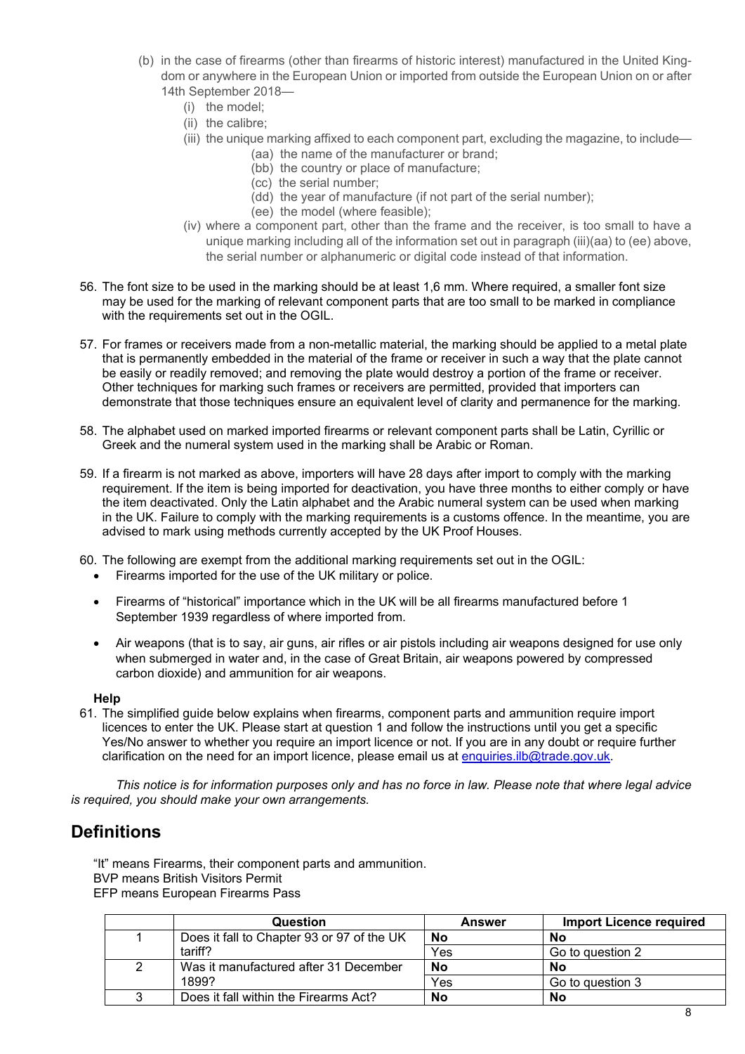(b) in the case of firearms (other than firearms of historic interest) manufactured in the United Kingdom or anywhere in the European Union or imported from outside the European Union on or after 14th September 2018—
   (i) the model;
   (ii) the calibre;
   (iii) the unique marking affixed to each component part, excluding the magazine, to include—
      (aa) the name of the manufacturer or brand;
      (bb) the country or place of manufacture;
      (cc) the serial number;
      (dd) the year of manufacture (if not part of the serial number);
      (ee) the model (where feasible);
   (iv) where a component part, other than the frame and the receiver, is too small to have a unique marking including all of the information set out in paragraph (iii)(aa) to (ee) above, the serial number or alphanumeric or digital code instead of that information.

56. The font size to be used in the marking should be at least 1,6 mm. Where required, a smaller font size may be used for the marking of relevant component parts that are too small to be marked in compliance with the requirements set out in the OGIL.

57. For frames or receivers made from a non-metallic material, the marking should be applied to a metal plate that is permanently embedded in the material of the frame or receiver in such a way that the plate cannot be easily or readily removed; and removing the plate would destroy a portion of the frame or receiver. Other techniques for marking such frames or receivers are permitted, provided that importers can demonstrate that those techniques ensure an equivalent level of clarity and permanence for the marking.

58. The alphabet used on marked imported firearms or relevant component parts shall be Latin, Cyrillic or Greek and the numeral system used in the marking shall be Arabic or Roman.

59. If a firearm is not marked as above, importers will have 28 days after import to comply with the marking requirement. If the item is being imported for deactivation, you have three months to either comply or have the item deactivated. Only the Latin alphabet and the Arabic numeral system can be used when marking in the UK. Failure to comply with the marking requirements is a customs offence. In the meantime, you are advised to mark using methods currently accepted by the UK Proof Houses.

60. The following are exempt from the additional marking requirements set out in the OGIL:
   - Firearms imported for the use of the UK military or police.
   - Firearms of "historical" importance which in the UK will be all firearms manufactured before 1 September 1939 regardless of where imported from.
   - Air weapons (that is to say, air guns, air rifles or air pistols including air weapons designed for use only when submerged in water and, in the case of Great Britain, air weapons powered by compressed carbon dioxide) and ammunition for air weapons.

**Help**

61. The simplified guide below explains when firearms, component parts and ammunition require import licences to enter the UK. Please start at question 1 and follow the instructions until you get a specific Yes/No answer to whether you require an import licence or not. If you are in any doubt or require further clarification on the need for an import licence, please email us at [enquiries.ilb@trade.gov.uk](mailto:enquiries.ilb@trade.gov.uk).

*This notice is for information purposes only and has no force in law. Please note that where legal advice is required, you should make your own arrangements.*

## Definitions

"It" means Firearms, their component parts and ammunition.
BVP means British Visitors Permit
EFP means European Firearms Pass

| | Question | Answer | Import Licence required |
|---|---|---|---|
| 1 | Does it fall to Chapter 93 or 97 of the UK tariff? | **No** | **No** |
| | | Yes | Go to question 2 |
| 2 | Was it manufactured after 31 December 1899? | **No** | **No** |
| | | Yes | Go to question 3 |
| 3 | Does it fall within the Firearms Act? | **No** | **No** |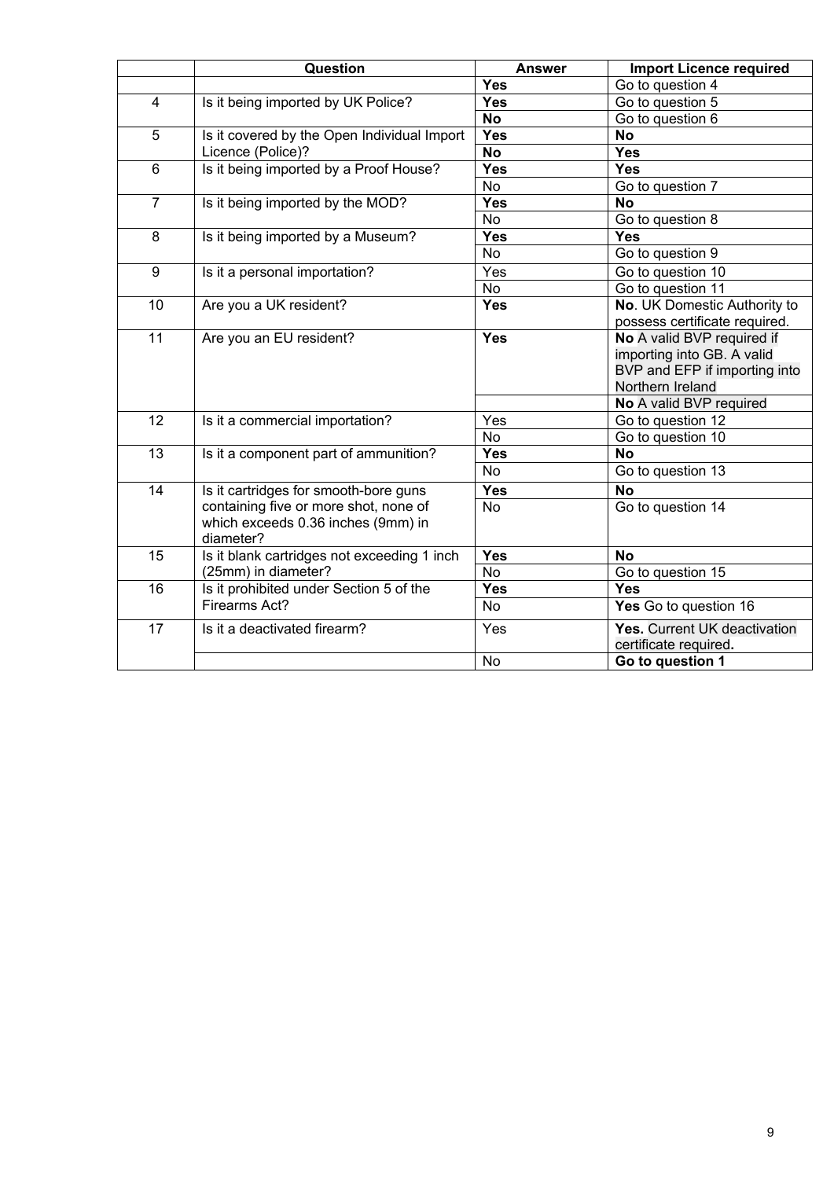| | Question | Answer | Import Licence required |
|---|---|---|---|
| | | **Yes** | Go to question 4 |
| 4 | Is it being imported by UK Police? | **Yes** | Go to question 5 |
| | | **No** | Go to question 6 |
| 5 | Is it covered by the Open Individual Import Licence (Police)? | **Yes** | **No** |
| | | **No** | **Yes** |
| 6 | Is it being imported by a Proof House? | **Yes** | **Yes** |
| | | No | Go to question 7 |
| 7 | Is it being imported by the MOD? | **Yes** | **No** |
| | | No | Go to question 8 |
| 8 | Is it being imported by a Museum? | **Yes** | **Yes** |
| | | No | Go to question 9 |
| 9 | Is it a personal importation? | Yes | Go to question 10 |
| | | No | Go to question 11 |
| 10 | Are you a UK resident? | **Yes** | **No**. UK Domestic Authority to possess certificate required. |
| 11 | Are you an EU resident? | **Yes** | **No** A valid BVP required if importing into GB. A valid BVP and EFP if importing into Northern Ireland |
| | | | **No** A valid BVP required |
| 12 | Is it a commercial importation? | Yes | Go to question 12 |
| | | No | Go to question 10 |
| 13 | Is it a component part of ammunition? | **Yes** | **No** |
| | | No | Go to question 13 |
| 14 | Is it cartridges for smooth-bore guns containing five or more shot, none of which exceeds 0.36 inches (9mm) in diameter? | **Yes** | **No** |
| | | No | Go to question 14 |
| 15 | Is it blank cartridges not exceeding 1 inch (25mm) in diameter? | **Yes** | **No** |
| | | No | Go to question 15 |
| 16 | Is it prohibited under Section 5 of the Firearms Act? | **Yes** | **Yes** |
| | | No | **Yes** Go to question 16 |
| 17 | Is it a deactivated firearm? | Yes | **Yes.** Current UK deactivation certificate required**.** |
| | | No | **Go to question 1** |